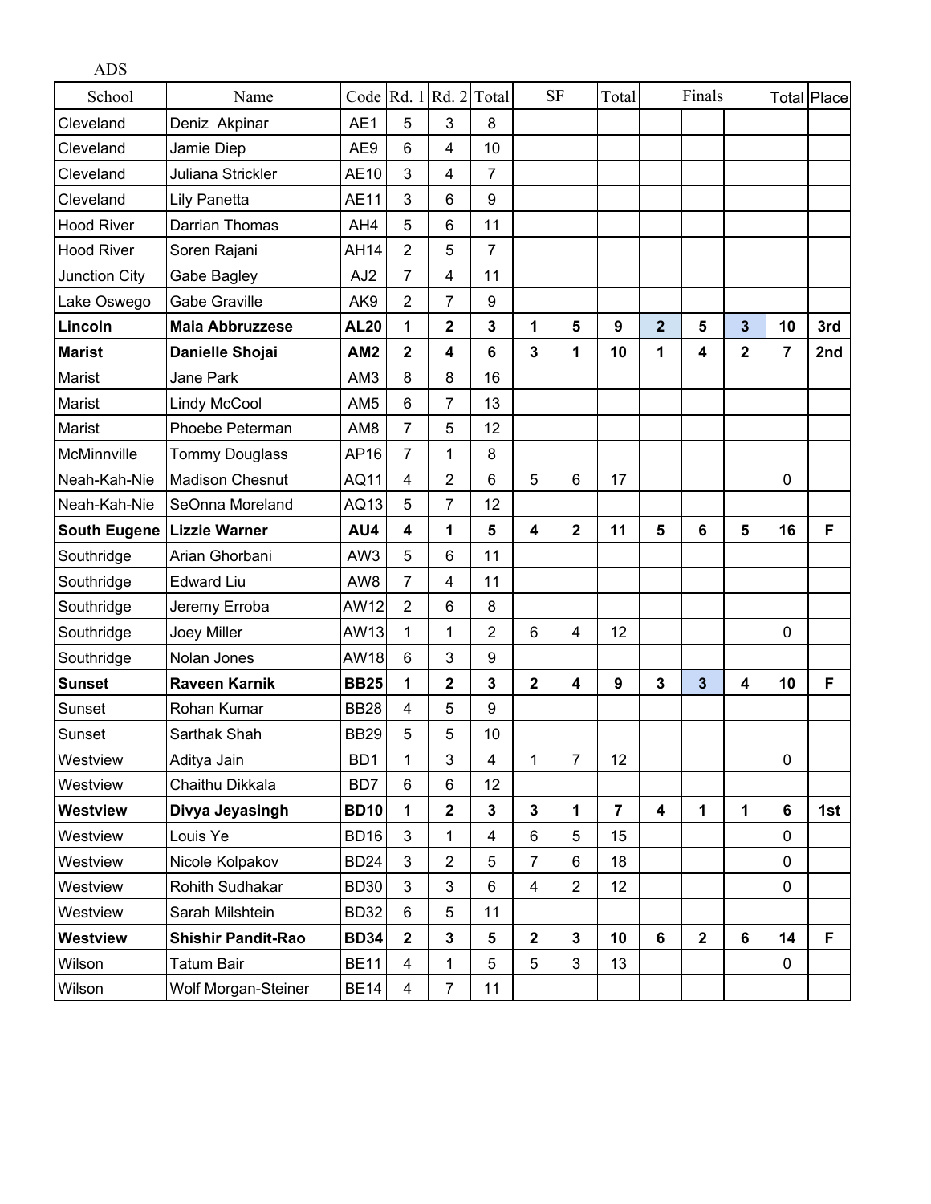ADS

| School | Name | Code | Rd. 1 | Rd. 2 | Total | SF | | Total | Finals | | | Total | Place |
|---|---|---|---|---|---|---|---|---|---|---|---|---|---|
| Cleveland | Deniz Akpinar | AE1 | 5 | 3 | 8 | | | | | | | | |
| Cleveland | Jamie Diep | AE9 | 6 | 4 | 10 | | | | | | | | |
| Cleveland | Juliana Strickler | AE10 | 3 | 4 | 7 | | | | | | | | |
| Cleveland | Lily Panetta | AE11 | 3 | 6 | 9 | | | | | | | | |
| Hood River | Darrian Thomas | AH4 | 5 | 6 | 11 | | | | | | | | |
| Hood River | Soren Rajani | AH14 | 2 | 5 | 7 | | | | | | | | |
| Junction City | Gabe Bagley | AJ2 | 7 | 4 | 11 | | | | | | | | |
| Lake Oswego | Gabe Graville | AK9 | 2 | 7 | 9 | | | | | | | | |
| **Lincoln** | **Maia Abbruzzese** | **AL20** | **1** | **2** | **3** | **1** | **5** | **9** | **2** | **5** | **3** | **10** | **3rd** |
| **Marist** | **Danielle Shojai** | **AM2** | **2** | **4** | **6** | **3** | **1** | **10** | **1** | **4** | **2** | **7** | **2nd** |
| Marist | Jane Park | AM3 | 8 | 8 | 16 | | | | | | | | |
| Marist | Lindy McCool | AM5 | 6 | 7 | 13 | | | | | | | | |
| Marist | Phoebe Peterman | AM8 | 7 | 5 | 12 | | | | | | | | |
| McMinnville | Tommy Douglass | AP16 | 7 | 1 | 8 | | | | | | | | |
| Neah-Kah-Nie | Madison Chesnut | AQ11 | 4 | 2 | 6 | 5 | 6 | 17 | | | | 0 | |
| Neah-Kah-Nie | SeOnna Moreland | AQ13 | 5 | 7 | 12 | | | | | | | | |
| **South Eugene** | **Lizzie Warner** | **AU4** | **4** | **1** | **5** | **4** | **2** | **11** | **5** | **6** | **5** | **16** | **F** |
| Southridge | Arian Ghorbani | AW3 | 5 | 6 | 11 | | | | | | | | |
| Southridge | Edward Liu | AW8 | 7 | 4 | 11 | | | | | | | | |
| Southridge | Jeremy Erroba | AW12 | 2 | 6 | 8 | | | | | | | | |
| Southridge | Joey Miller | AW13 | 1 | 1 | 2 | 6 | 4 | 12 | | | | 0 | |
| Southridge | Nolan Jones | AW18 | 6 | 3 | 9 | | | | | | | | |
| **Sunset** | **Raveen Karnik** | **BB25** | **1** | **2** | **3** | **2** | **4** | **9** | **3** | **3** | **4** | **10** | **F** |
| Sunset | Rohan Kumar | BB28 | 4 | 5 | 9 | | | | | | | | |
| Sunset | Sarthak Shah | BB29 | 5 | 5 | 10 | | | | | | | | |
| Westview | Aditya Jain | BD1 | 1 | 3 | 4 | 1 | 7 | 12 | | | | 0 | |
| Westview | Chaithu Dikkala | BD7 | 6 | 6 | 12 | | | | | | | | |
| **Westview** | **Divya Jeyasingh** | **BD10** | **1** | **2** | **3** | **3** | **1** | **7** | **4** | **1** | **1** | **6** | **1st** |
| Westview | Louis Ye | BD16 | 3 | 1 | 4 | 6 | 5 | 15 | | | | 0 | |
| Westview | Nicole Kolpakov | BD24 | 3 | 2 | 5 | 7 | 6 | 18 | | | | 0 | |
| Westview | Rohith Sudhakar | BD30 | 3 | 3 | 6 | 4 | 2 | 12 | | | | 0 | |
| Westview | Sarah Milshtein | BD32 | 6 | 5 | 11 | | | | | | | | |
| **Westview** | **Shishir Pandit-Rao** | **BD34** | **2** | **3** | **5** | **2** | **3** | **10** | **6** | **2** | **6** | **14** | **F** |
| Wilson | Tatum Bair | BE11 | 4 | 1 | 5 | 5 | 3 | 13 | | | | 0 | |
| Wilson | Wolf Morgan-Steiner | BE14 | 4 | 7 | 11 | | | | | | | | |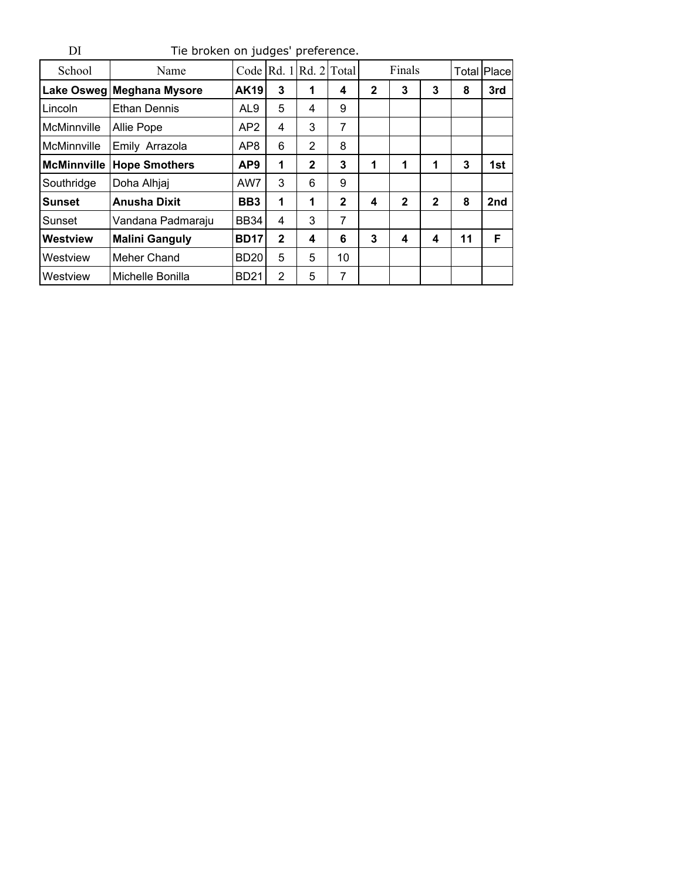DI Tie broken on judges' preference.

| School | Name | Code | Rd. 1 | Rd. 2 | Total | Finals | | | Total | Place |
|---|---|---|---|---|---|---|---|---|---|---|
| **Lake Osweg** | **Meghana Mysore** | **AK19** | **3** | **1** | **4** | **2** | **3** | **3** | **8** | **3rd** |
| Lincoln | Ethan Dennis | AL9 | 5 | 4 | 9 | | | | | |
| McMinnville | Allie Pope | AP2 | 4 | 3 | 7 | | | | | |
| McMinnville | Emily Arrazola | AP8 | 6 | 2 | 8 | | | | | |
| **McMinnville** | **Hope Smothers** | **AP9** | **1** | **2** | **3** | **1** | **1** | **1** | **3** | **1st** |
| Southridge | Doha Alhjaj | AW7 | 3 | 6 | 9 | | | | | |
| **Sunset** | **Anusha Dixit** | **BB3** | **1** | **1** | **2** | **4** | **2** | **2** | **8** | **2nd** |
| Sunset | Vandana Padmaraju | BB34 | 4 | 3 | 7 | | | | | |
| **Westview** | **Malini Ganguly** | **BD17** | **2** | **4** | **6** | **3** | **4** | **4** | **11** | **F** |
| Westview | Meher Chand | BD20 | 5 | 5 | 10 | | | | | |
| Westview | Michelle Bonilla | BD21 | 2 | 5 | 7 | | | | | |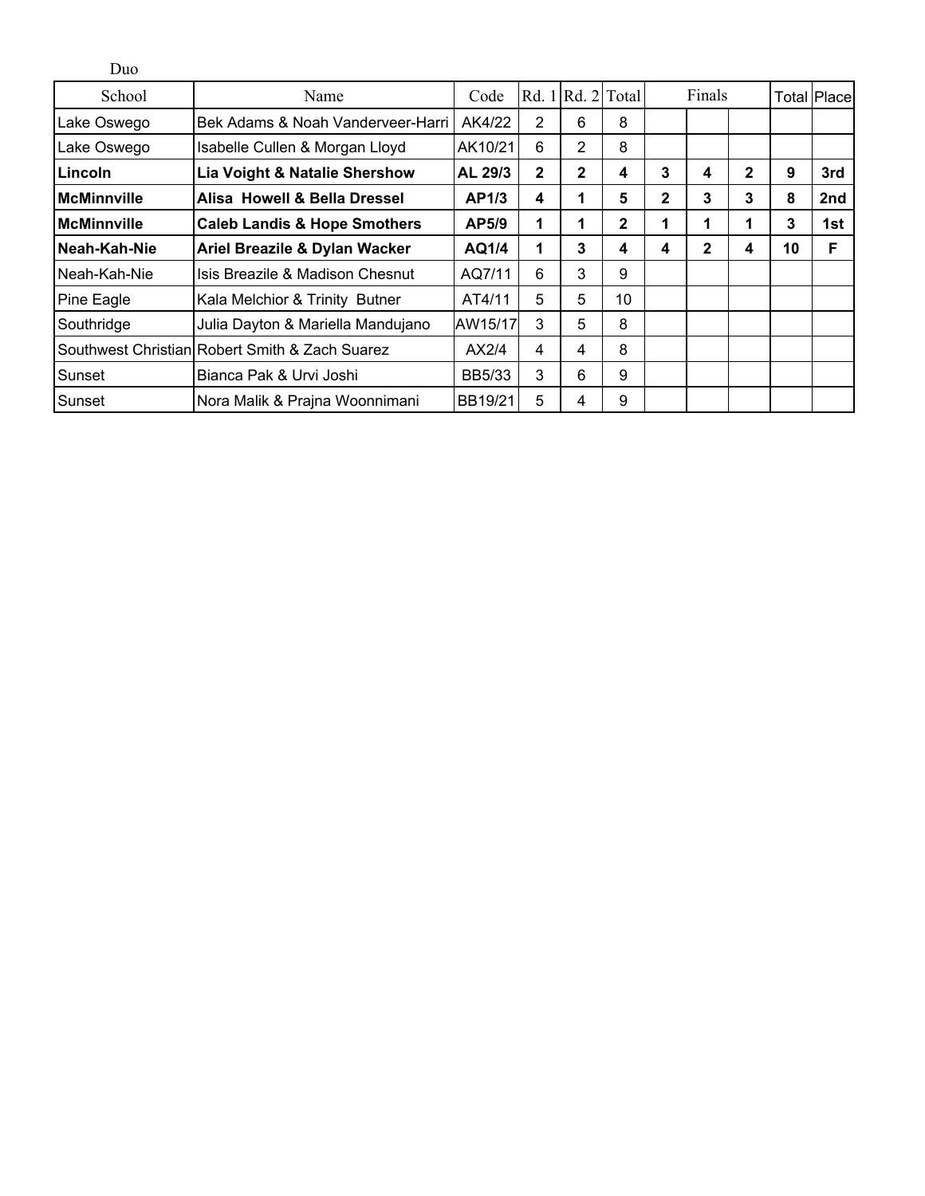Duo

| School | Name | Code | Rd. 1 | Rd. 2 | Total | Finals | | | Total | Place |
|---|---|---|---|---|---|---|---|---|---|---|
| Lake Oswego | Bek Adams & Noah Vanderveer-Harri | AK4/22 | 2 | 6 | 8 | | | | | |
| Lake Oswego | Isabelle Cullen & Morgan Lloyd | AK10/21 | 6 | 2 | 8 | | | | | |
| **Lincoln** | **Lia Voight & Natalie Shershow** | **AL 29/3** | **2** | **2** | **4** | **3** | **4** | **2** | **9** | **3rd** |
| **McMinnville** | **Alisa Howell & Bella Dressel** | **AP1/3** | **4** | **1** | **5** | **2** | **3** | **3** | **8** | **2nd** |
| **McMinnville** | **Caleb Landis & Hope Smothers** | **AP5/9** | **1** | **1** | **2** | **1** | **1** | **1** | **3** | **1st** |
| **Neah-Kah-Nie** | **Ariel Breazile & Dylan Wacker** | **AQ1/4** | **1** | **3** | **4** | **4** | **2** | **4** | **10** | **F** |
| Neah-Kah-Nie | Isis Breazile & Madison Chesnut | AQ7/11 | 6 | 3 | 9 | | | | | |
| Pine Eagle | Kala Melchior & Trinity Butner | AT4/11 | 5 | 5 | 10 | | | | | |
| Southridge | Julia Dayton & Mariella Mandujano | AW15/17 | 3 | 5 | 8 | | | | | |
| Southwest Christian | Robert Smith & Zach Suarez | AX2/4 | 4 | 4 | 8 | | | | | |
| Sunset | Bianca Pak & Urvi Joshi | BB5/33 | 3 | 6 | 9 | | | | | |
| Sunset | Nora Malik & Prajna Woonnimani | BB19/21 | 5 | 4 | 9 | | | | | |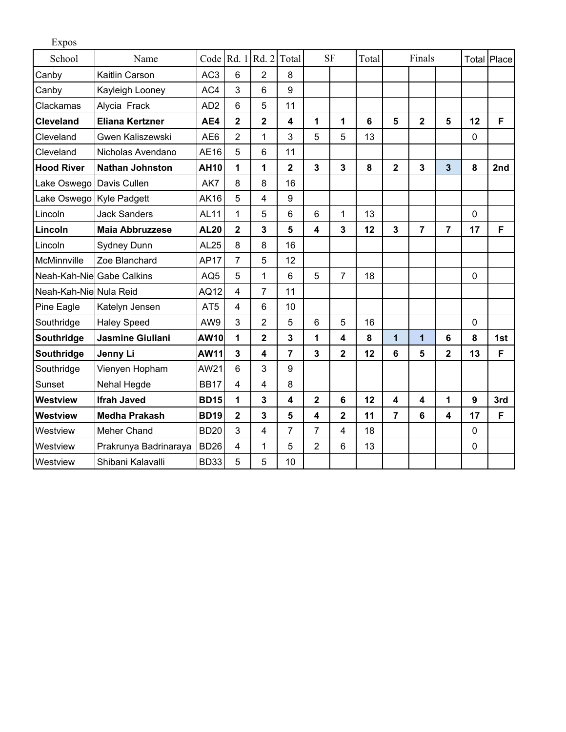Expos

| School | Name | Code | Rd. 1 | Rd. 2 | Total | SF | | Total | Finals | | | Total | Place |
|---|---|---|---|---|---|---|---|---|---|---|---|---|---|
| Canby | Kaitlin Carson | AC3 | 6 | 2 | 8 | | | | | | | | |
| Canby | Kayleigh Looney | AC4 | 3 | 6 | 9 | | | | | | | | |
| Clackamas | Alycia Frack | AD2 | 6 | 5 | 11 | | | | | | | | |
| **Cleveland** | **Eliana Kertzner** | **AE4** | **2** | **2** | **4** | **1** | **1** | **6** | **5** | **2** | **5** | **12** | **F** |
| Cleveland | Gwen Kaliszewski | AE6 | 2 | 1 | 3 | 5 | 5 | 13 | | | | 0 | |
| Cleveland | Nicholas Avendano | AE16 | 5 | 6 | 11 | | | | | | | | |
| **Hood River** | **Nathan Johnston** | **AH10** | **1** | **1** | **2** | **3** | **3** | **8** | **2** | **3** | **3** | **8** | **2nd** |
| Lake Oswego | Davis Cullen | AK7 | 8 | 8 | 16 | | | | | | | | |
| Lake Oswego | Kyle Padgett | AK16 | 5 | 4 | 9 | | | | | | | | |
| Lincoln | Jack Sanders | AL11 | 1 | 5 | 6 | 6 | 1 | 13 | | | | 0 | |
| **Lincoln** | **Maia Abbruzzese** | **AL20** | **2** | **3** | **5** | **4** | **3** | **12** | **3** | **7** | **7** | **17** | **F** |
| Lincoln | Sydney Dunn | AL25 | 8 | 8 | 16 | | | | | | | | |
| McMinnville | Zoe Blanchard | AP17 | 7 | 5 | 12 | | | | | | | | |
| Neah-Kah-Nie | Gabe Calkins | AQ5 | 5 | 1 | 6 | 5 | 7 | 18 | | | | 0 | |
| Neah-Kah-Nie | Nula Reid | AQ12 | 4 | 7 | 11 | | | | | | | | |
| Pine Eagle | Katelyn Jensen | AT5 | 4 | 6 | 10 | | | | | | | | |
| Southridge | Haley Speed | AW9 | 3 | 2 | 5 | 6 | 5 | 16 | | | | 0 | |
| **Southridge** | **Jasmine Giuliani** | **AW10** | **1** | **2** | **3** | **1** | **4** | **8** | **1** | **1** | **6** | **8** | **1st** |
| **Southridge** | **Jenny Li** | **AW11** | **3** | **4** | **7** | **3** | **2** | **12** | **6** | **5** | **2** | **13** | **F** |
| Southridge | Vienyen Hopham | AW21 | 6 | 3 | 9 | | | | | | | | |
| Sunset | Nehal Hegde | BB17 | 4 | 4 | 8 | | | | | | | | |
| **Westview** | **Ifrah Javed** | **BD15** | **1** | **3** | **4** | **2** | **6** | **12** | **4** | **4** | **1** | **9** | **3rd** |
| **Westview** | **Medha Prakash** | **BD19** | **2** | **3** | **5** | **4** | **2** | **11** | **7** | **6** | **4** | **17** | **F** |
| Westview | Meher Chand | BD20 | 3 | 4 | 7 | 7 | 4 | 18 | | | | 0 | |
| Westview | Prakrunya Badrinaraya | BD26 | 4 | 1 | 5 | 2 | 6 | 13 | | | | 0 | |
| Westview | Shibani Kalavalli | BD33 | 5 | 5 | 10 | | | | | | | | |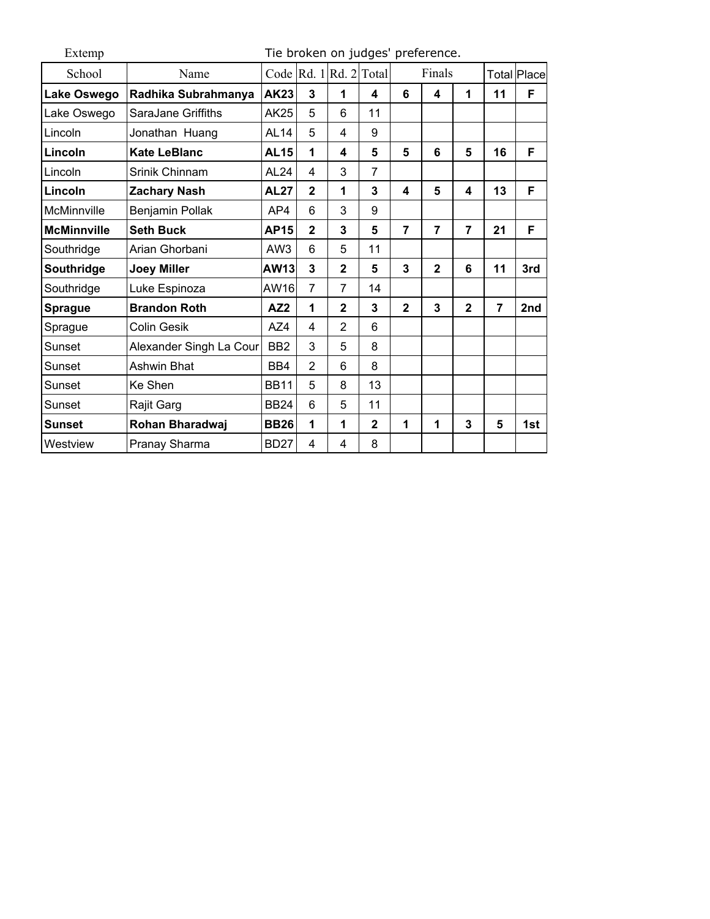Extemp

Tie broken on judges' preference.

| School | Name | Code | Rd. 1 | Rd. 2 | Total | Finals | | | Total | Place |
|---|---|---|---|---|---|---|---|---|---|---|
| **Lake Oswego** | **Radhika Subrahmanya** | **AK23** | **3** | **1** | **4** | **6** | **4** | **1** | **11** | **F** |
| Lake Oswego | SaraJane Griffiths | AK25 | 5 | 6 | 11 | | | | | |
| Lincoln | Jonathan Huang | AL14 | 5 | 4 | 9 | | | | | |
| **Lincoln** | **Kate LeBlanc** | **AL15** | **1** | **4** | **5** | **5** | **6** | **5** | **16** | **F** |
| Lincoln | Srinik Chinnam | AL24 | 4 | 3 | 7 | | | | | |
| **Lincoln** | **Zachary Nash** | **AL27** | **2** | **1** | **3** | **4** | **5** | **4** | **13** | **F** |
| McMinnville | Benjamin Pollak | AP4 | 6 | 3 | 9 | | | | | |
| **McMinnville** | **Seth Buck** | **AP15** | **2** | **3** | **5** | **7** | **7** | **7** | **21** | **F** |
| Southridge | Arian Ghorbani | AW3 | 6 | 5 | 11 | | | | | |
| **Southridge** | **Joey Miller** | **AW13** | **3** | **2** | **5** | **3** | **2** | **6** | **11** | **3rd** |
| Southridge | Luke Espinoza | AW16 | 7 | 7 | 14 | | | | | |
| **Sprague** | **Brandon Roth** | **AZ2** | **1** | **2** | **3** | **2** | **3** | **2** | **7** | **2nd** |
| Sprague | Colin Gesik | AZ4 | 4 | 2 | 6 | | | | | |
| Sunset | Alexander Singh La Cour | BB2 | 3 | 5 | 8 | | | | | |
| Sunset | Ashwin Bhat | BB4 | 2 | 6 | 8 | | | | | |
| Sunset | Ke Shen | BB11 | 5 | 8 | 13 | | | | | |
| Sunset | Rajit Garg | BB24 | 6 | 5 | 11 | | | | | |
| **Sunset** | **Rohan Bharadwaj** | **BB26** | **1** | **1** | **2** | **1** | **1** | **3** | **5** | **1st** |
| Westview | Pranay Sharma | BD27 | 4 | 4 | 8 | | | | | |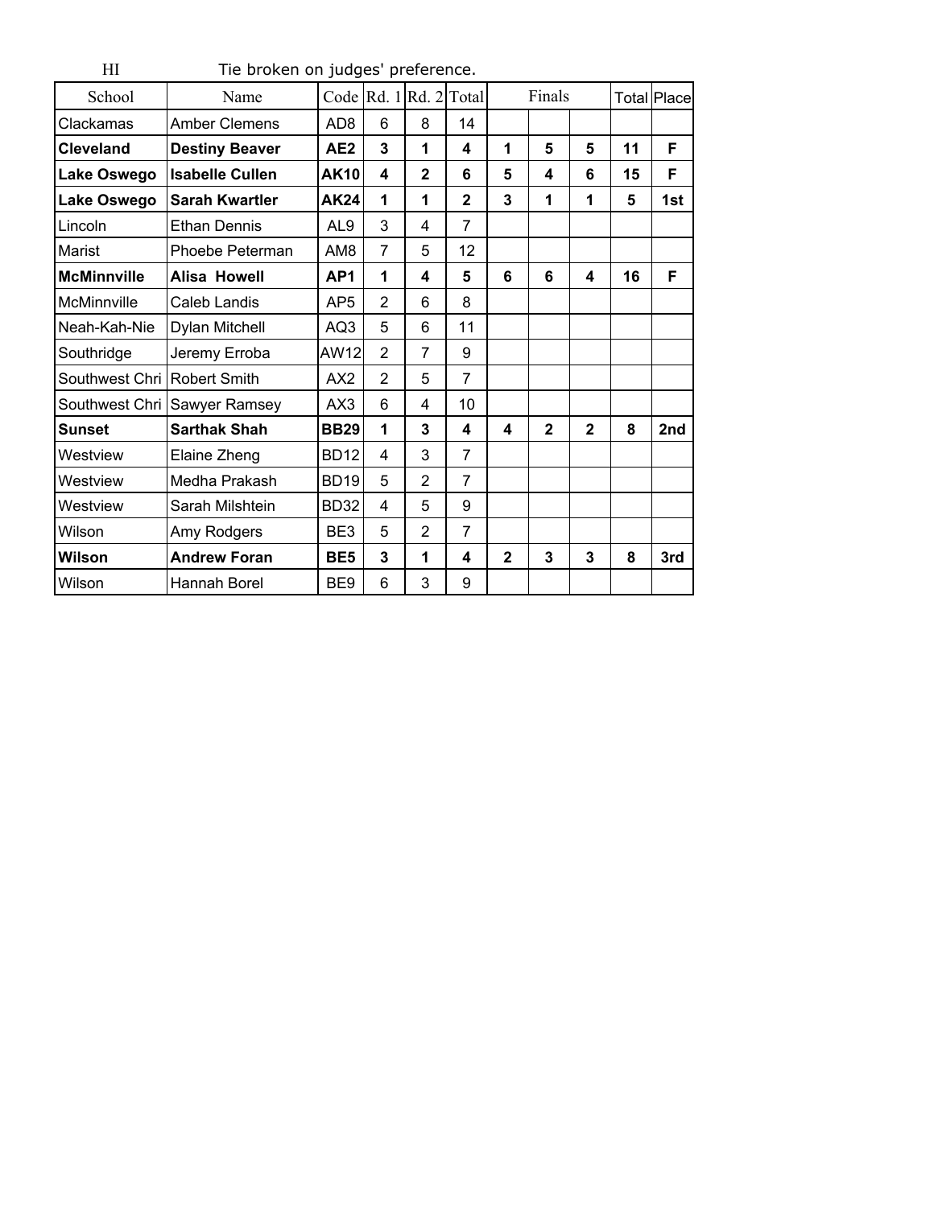HI Tie broken on judges' preference.

| School | Name | Code | Rd. 1 | Rd. 2 | Total | Finals | | | Total | Place |
|---|---|---|---|---|---|---|---|---|---|---|
| Clackamas | Amber Clemens | AD8 | 6 | 8 | 14 | | | | | |
| **Cleveland** | **Destiny Beaver** | **AE2** | **3** | **1** | **4** | **1** | **5** | **5** | **11** | **F** |
| **Lake Oswego** | **Isabelle Cullen** | **AK10** | **4** | **2** | **6** | **5** | **4** | **6** | **15** | **F** |
| **Lake Oswego** | **Sarah Kwartler** | **AK24** | **1** | **1** | **2** | **3** | **1** | **1** | **5** | **1st** |
| Lincoln | Ethan Dennis | AL9 | 3 | 4 | 7 | | | | | |
| Marist | Phoebe Peterman | AM8 | 7 | 5 | 12 | | | | | |
| **McMinnville** | **Alisa Howell** | **AP1** | **1** | **4** | **5** | **6** | **6** | **4** | **16** | **F** |
| McMinnville | Caleb Landis | AP5 | 2 | 6 | 8 | | | | | |
| Neah-Kah-Nie | Dylan Mitchell | AQ3 | 5 | 6 | 11 | | | | | |
| Southridge | Jeremy Erroba | AW12 | 2 | 7 | 9 | | | | | |
| Southwest Chri | Robert Smith | AX2 | 2 | 5 | 7 | | | | | |
| Southwest Chri | Sawyer Ramsey | AX3 | 6 | 4 | 10 | | | | | |
| **Sunset** | **Sarthak Shah** | **BB29** | **1** | **3** | **4** | **4** | **2** | **2** | **8** | **2nd** |
| Westview | Elaine Zheng | BD12 | 4 | 3 | 7 | | | | | |
| Westview | Medha Prakash | BD19 | 5 | 2 | 7 | | | | | |
| Westview | Sarah Milshtein | BD32 | 4 | 5 | 9 | | | | | |
| Wilson | Amy Rodgers | BE3 | 5 | 2 | 7 | | | | | |
| **Wilson** | **Andrew Foran** | **BE5** | **3** | **1** | **4** | **2** | **3** | **3** | **8** | **3rd** |
| Wilson | Hannah Borel | BE9 | 6 | 3 | 9 | | | | | |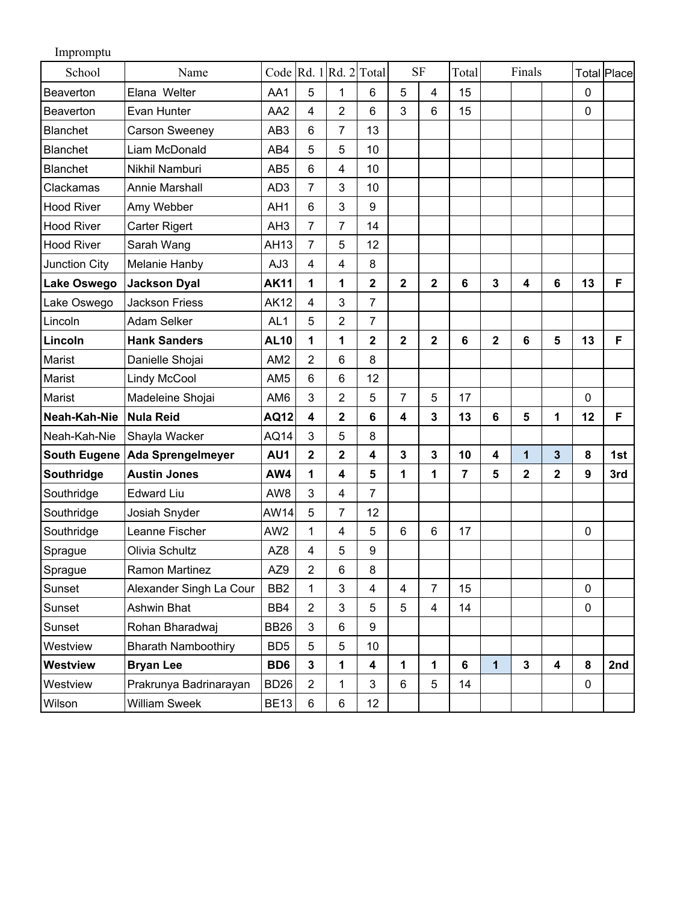Impromptu

| School | Name | Code | Rd. 1 | Rd. 2 | Total | SF | | Total | Finals | | | Total | Place |
|---|---|---|---|---|---|---|---|---|---|---|---|---|---|
| Beaverton | Elana Welter | AA1 | 5 | 1 | 6 | 5 | 4 | 15 | | | | 0 | |
| Beaverton | Evan Hunter | AA2 | 4 | 2 | 6 | 3 | 6 | 15 | | | | 0 | |
| Blanchet | Carson Sweeney | AB3 | 6 | 7 | 13 | | | | | | | | |
| Blanchet | Liam McDonald | AB4 | 5 | 5 | 10 | | | | | | | | |
| Blanchet | Nikhil Namburi | AB5 | 6 | 4 | 10 | | | | | | | | |
| Clackamas | Annie Marshall | AD3 | 7 | 3 | 10 | | | | | | | | |
| Hood River | Amy Webber | AH1 | 6 | 3 | 9 | | | | | | | | |
| Hood River | Carter Rigert | AH3 | 7 | 7 | 14 | | | | | | | | |
| Hood River | Sarah Wang | AH13 | 7 | 5 | 12 | | | | | | | | |
| Junction City | Melanie Hanby | AJ3 | 4 | 4 | 8 | | | | | | | | |
| **Lake Oswego** | **Jackson Dyal** | **AK11** | **1** | **1** | **2** | **2** | **2** | **6** | **3** | **4** | **6** | **13** | **F** |
| Lake Oswego | Jackson Friess | AK12 | 4 | 3 | 7 | | | | | | | | |
| Lincoln | Adam Selker | AL1 | 5 | 2 | 7 | | | | | | | | |
| **Lincoln** | **Hank Sanders** | **AL10** | **1** | **1** | **2** | **2** | **2** | **6** | **2** | **6** | **5** | **13** | **F** |
| Marist | Danielle Shojai | AM2 | 2 | 6 | 8 | | | | | | | | |
| Marist | Lindy McCool | AM5 | 6 | 6 | 12 | | | | | | | | |
| Marist | Madeleine Shojai | AM6 | 3 | 2 | 5 | 7 | 5 | 17 | | | | 0 | |
| **Neah-Kah-Nie** | **Nula Reid** | **AQ12** | **4** | **2** | **6** | **4** | **3** | **13** | **6** | **5** | **1** | **12** | **F** |
| Neah-Kah-Nie | Shayla Wacker | AQ14 | 3 | 5 | 8 | | | | | | | | |
| **South Eugene** | **Ada Sprengelmeyer** | **AU1** | **2** | **2** | **4** | **3** | **3** | **10** | **4** | **1** | **3** | **8** | **1st** |
| **Southridge** | **Austin Jones** | **AW4** | **1** | **4** | **5** | **1** | **1** | **7** | **5** | **2** | **2** | **9** | **3rd** |
| Southridge | Edward Liu | AW8 | 3 | 4 | 7 | | | | | | | | |
| Southridge | Josiah Snyder | AW14 | 5 | 7 | 12 | | | | | | | | |
| Southridge | Leanne Fischer | AW2 | 1 | 4 | 5 | 6 | 6 | 17 | | | | 0 | |
| Sprague | Olivia Schultz | AZ8 | 4 | 5 | 9 | | | | | | | | |
| Sprague | Ramon Martinez | AZ9 | 2 | 6 | 8 | | | | | | | | |
| Sunset | Alexander Singh La Cour | BB2 | 1 | 3 | 4 | 4 | 7 | 15 | | | | 0 | |
| Sunset | Ashwin Bhat | BB4 | 2 | 3 | 5 | 5 | 4 | 14 | | | | 0 | |
| Sunset | Rohan Bharadwaj | BB26 | 3 | 6 | 9 | | | | | | | | |
| Westview | Bharath Namboothiry | BD5 | 5 | 5 | 10 | | | | | | | | |
| **Westview** | **Bryan Lee** | **BD6** | **3** | **1** | **4** | **1** | **1** | **6** | **1** | **3** | **4** | **8** | **2nd** |
| Westview | Prakrunya Badrinarayan | BD26 | 2 | 1 | 3 | 6 | 5 | 14 | | | | 0 | |
| Wilson | William Sweek | BE13 | 6 | 6 | 12 | | | | | | | | |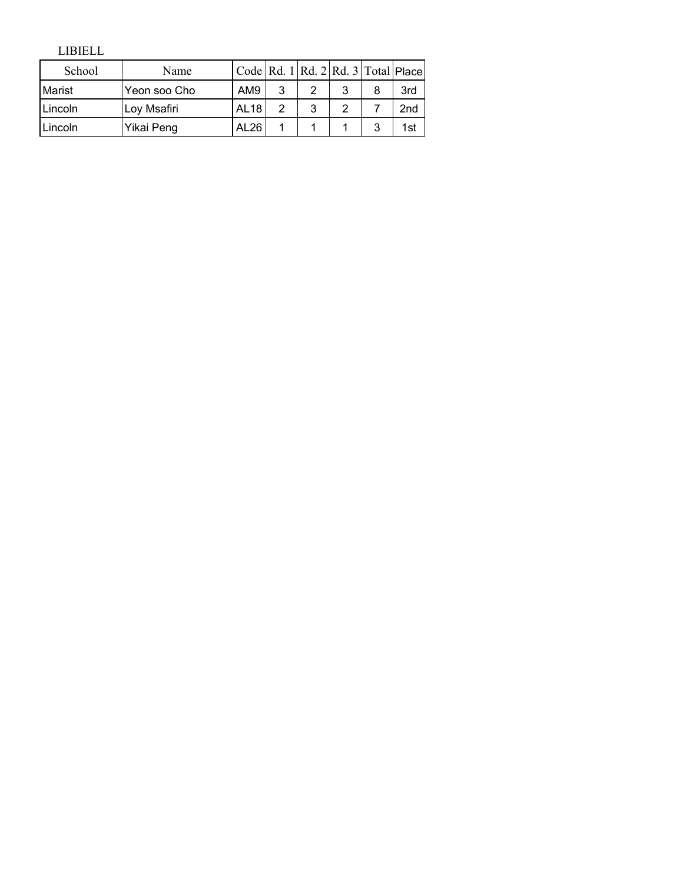LIBIELL

| School | Name | Code | Rd. 1 | Rd. 2 | Rd. 3 | Total | Place |
|---|---|---|---|---|---|---|---|
| Marist | Yeon soo Cho | AM9 | 3 | 2 | 3 | 8 | 3rd |
| Lincoln | Loy Msafiri | AL18 | 2 | 3 | 2 | 7 | 2nd |
| Lincoln | Yikai Peng | AL26 | 1 | 1 | 1 | 3 | 1st |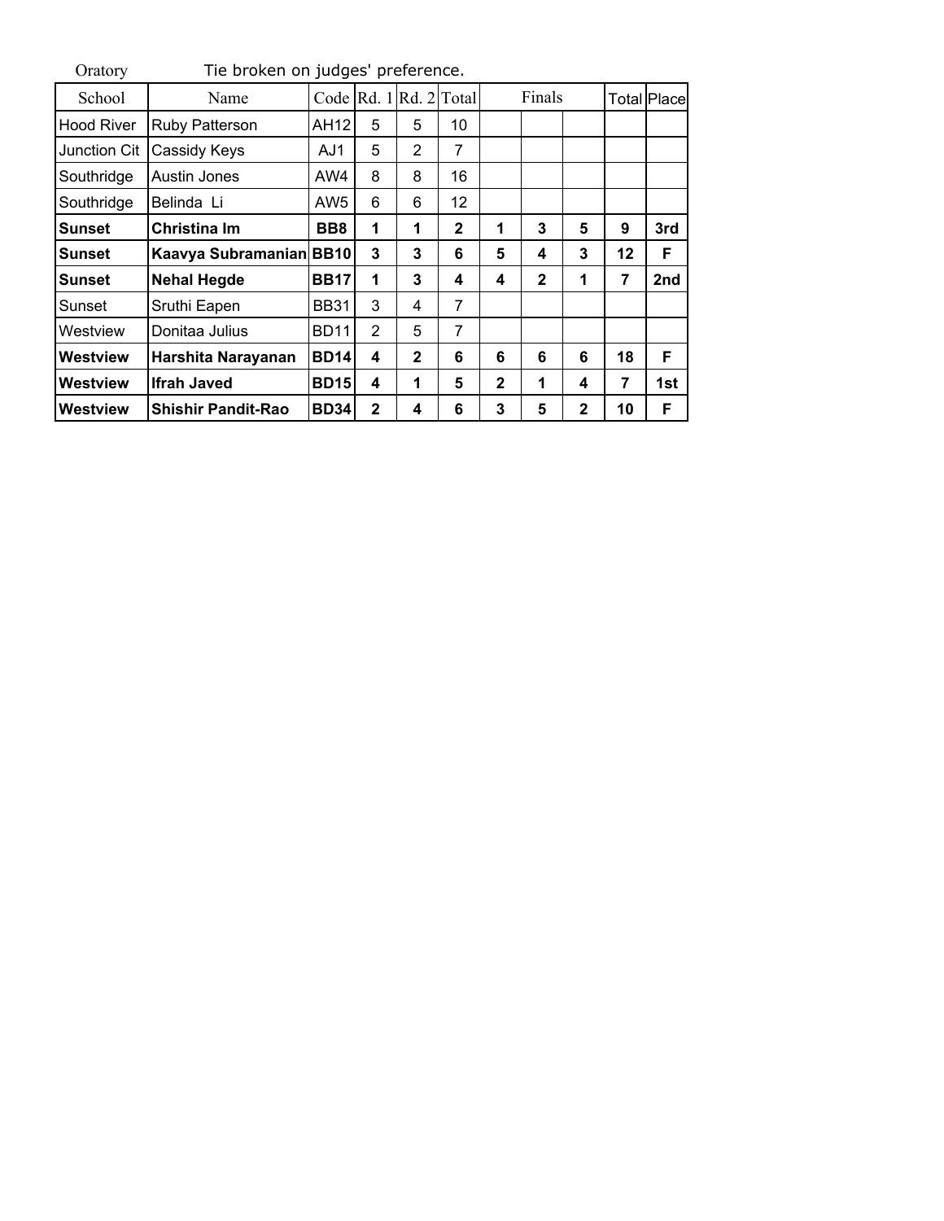Oratory Tie broken on judges' preference.

| School | Name | Code | Rd. 1 | Rd. 2 | Total | Finals | | | Total | Place |
|---|---|---|---|---|---|---|---|---|---|---|
| Hood River | Ruby Patterson | AH12 | 5 | 5 | 10 | | | | | |
| Junction Cit | Cassidy Keys | AJ1 | 5 | 2 | 7 | | | | | |
| Southridge | Austin Jones | AW4 | 8 | 8 | 16 | | | | | |
| Southridge | Belinda Li | AW5 | 6 | 6 | 12 | | | | | |
| **Sunset** | **Christina Im** | **BB8** | **1** | **1** | **2** | **1** | **3** | **5** | **9** | **3rd** |
| **Sunset** | **Kaavya Subramanian** | **BB10** | **3** | **3** | **6** | **5** | **4** | **3** | **12** | **F** |
| **Sunset** | **Nehal Hegde** | **BB17** | **1** | **3** | **4** | **4** | **2** | **1** | **7** | **2nd** |
| Sunset | Sruthi Eapen | BB31 | 3 | 4 | 7 | | | | | |
| Westview | Donitaa Julius | BD11 | 2 | 5 | 7 | | | | | |
| **Westview** | **Harshita Narayanan** | **BD14** | **4** | **2** | **6** | **6** | **6** | **6** | **18** | **F** |
| **Westview** | **Ifrah Javed** | **BD15** | **4** | **1** | **5** | **2** | **1** | **4** | **7** | **1st** |
| **Westview** | **Shishir Pandit-Rao** | **BD34** | **2** | **4** | **6** | **3** | **5** | **2** | **10** | **F** |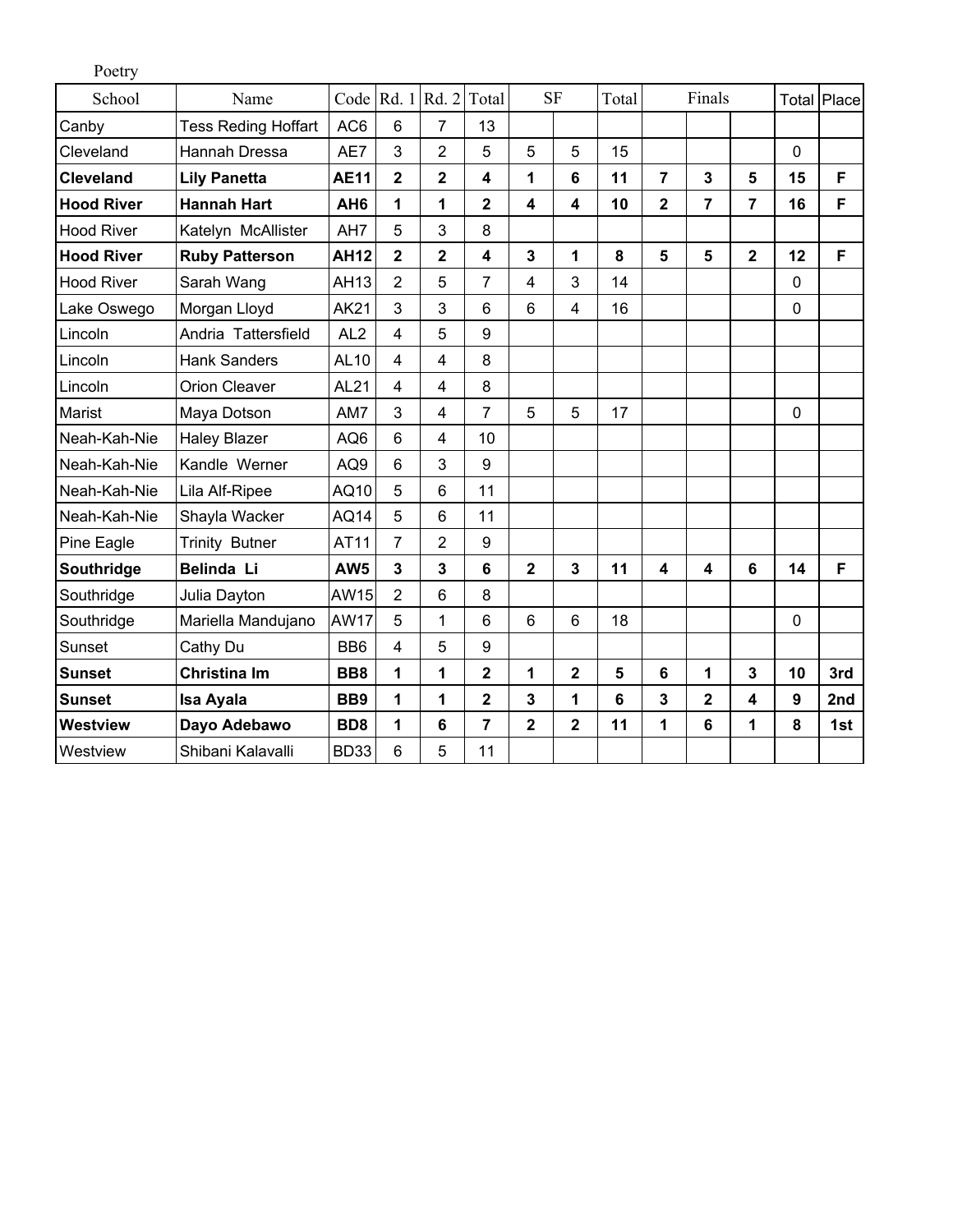Poetry

| School | Name | Code | Rd. 1 | Rd. 2 | Total | SF | | Total | Finals | | | Total | Place |
|---|---|---|---|---|---|---|---|---|---|---|---|---|---|
| Canby | Tess Reding Hoffart | AC6 | 6 | 7 | 13 | | | | | | | | |
| Cleveland | Hannah Dressa | AE7 | 3 | 2 | 5 | 5 | 5 | 15 | | | | 0 | |
| **Cleveland** | **Lily Panetta** | **AE11** | **2** | **2** | **4** | **1** | **6** | **11** | **7** | **3** | **5** | **15** | **F** |
| **Hood River** | **Hannah Hart** | **AH6** | **1** | **1** | **2** | **4** | **4** | **10** | **2** | **7** | **7** | **16** | **F** |
| Hood River | Katelyn McAllister | AH7 | 5 | 3 | 8 | | | | | | | | |
| **Hood River** | **Ruby Patterson** | **AH12** | **2** | **2** | **4** | **3** | **1** | **8** | **5** | **5** | **2** | **12** | **F** |
| Hood River | Sarah Wang | AH13 | 2 | 5 | 7 | 4 | 3 | 14 | | | | 0 | |
| Lake Oswego | Morgan Lloyd | AK21 | 3 | 3 | 6 | 6 | 4 | 16 | | | | 0 | |
| Lincoln | Andria Tattersfield | AL2 | 4 | 5 | 9 | | | | | | | | |
| Lincoln | Hank Sanders | AL10 | 4 | 4 | 8 | | | | | | | | |
| Lincoln | Orion Cleaver | AL21 | 4 | 4 | 8 | | | | | | | | |
| Marist | Maya Dotson | AM7 | 3 | 4 | 7 | 5 | 5 | 17 | | | | 0 | |
| Neah-Kah-Nie | Haley Blazer | AQ6 | 6 | 4 | 10 | | | | | | | | |
| Neah-Kah-Nie | Kandle Werner | AQ9 | 6 | 3 | 9 | | | | | | | | |
| Neah-Kah-Nie | Lila Alf-Ripee | AQ10 | 5 | 6 | 11 | | | | | | | | |
| Neah-Kah-Nie | Shayla Wacker | AQ14 | 5 | 6 | 11 | | | | | | | | |
| Pine Eagle | Trinity Butner | AT11 | 7 | 2 | 9 | | | | | | | | |
| **Southridge** | **Belinda Li** | **AW5** | **3** | **3** | **6** | **2** | **3** | **11** | **4** | **4** | **6** | **14** | **F** |
| Southridge | Julia Dayton | AW15 | 2 | 6 | 8 | | | | | | | | |
| Southridge | Mariella Mandujano | AW17 | 5 | 1 | 6 | 6 | 6 | 18 | | | | 0 | |
| Sunset | Cathy Du | BB6 | 4 | 5 | 9 | | | | | | | | |
| **Sunset** | **Christina Im** | **BB8** | **1** | **1** | **2** | **1** | **2** | **5** | **6** | **1** | **3** | **10** | **3rd** |
| **Sunset** | **Isa Ayala** | **BB9** | **1** | **1** | **2** | **3** | **1** | **6** | **3** | **2** | **4** | **9** | **2nd** |
| **Westview** | **Dayo Adebawo** | **BD8** | **1** | **6** | **7** | **2** | **2** | **11** | **1** | **6** | **1** | **8** | **1st** |
| Westview | Shibani Kalavalli | BD33 | 6 | 5 | 11 | | | | | | | | |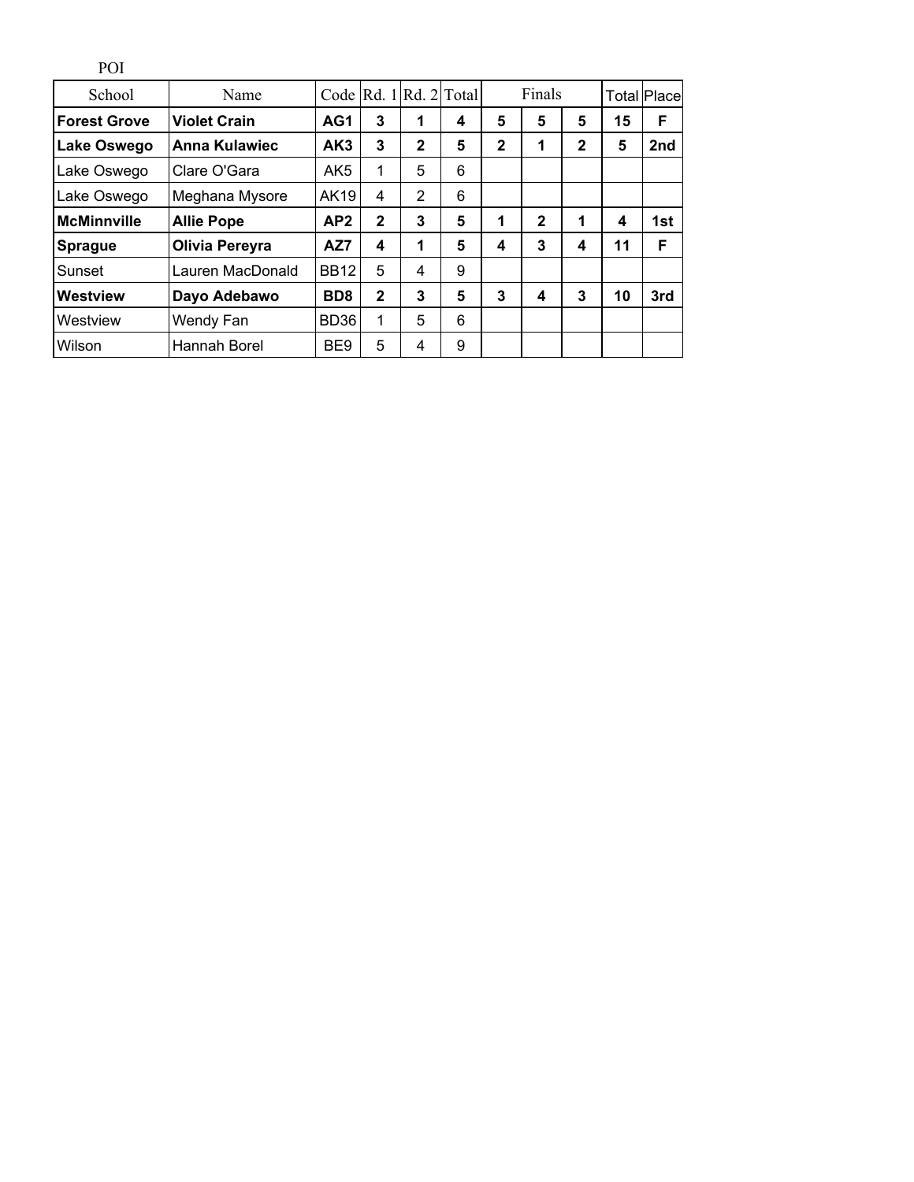POI

| School | Name | Code | Rd. 1 | Rd. 2 | Total | Finals | | | Total | Place |
|---|---|---|---|---|---|---|---|---|---|---|
| **Forest Grove** | **Violet Crain** | **AG1** | **3** | **1** | **4** | **5** | **5** | **5** | **15** | **F** |
| **Lake Oswego** | **Anna Kulawiec** | **AK3** | **3** | **2** | **5** | **2** | **1** | **2** | **5** | **2nd** |
| Lake Oswego | Clare O'Gara | AK5 | 1 | 5 | 6 | | | | | |
| Lake Oswego | Meghana Mysore | AK19 | 4 | 2 | 6 | | | | | |
| **McMinnville** | **Allie Pope** | **AP2** | **2** | **3** | **5** | **1** | **2** | **1** | **4** | **1st** |
| **Sprague** | **Olivia Pereyra** | **AZ7** | **4** | **1** | **5** | **4** | **3** | **4** | **11** | **F** |
| Sunset | Lauren MacDonald | BB12 | 5 | 4 | 9 | | | | | |
| **Westview** | **Dayo Adebawo** | **BD8** | **2** | **3** | **5** | **3** | **4** | **3** | **10** | **3rd** |
| Westview | Wendy Fan | BD36 | 1 | 5 | 6 | | | | | |
| Wilson | Hannah Borel | BE9 | 5 | 4 | 9 | | | | | |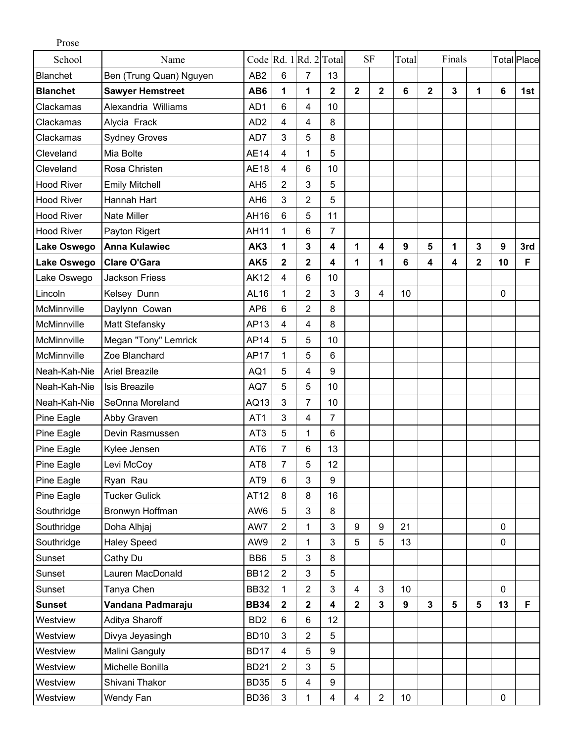Prose

| School | Name | Code | Rd. 1 | Rd. 2 | Total | SF | | Total | Finals | | | Total | Place |
|---|---|---|---|---|---|---|---|---|---|---|---|---|---|
| Blanchet | Ben (Trung Quan) Nguyen | AB2 | 6 | 7 | 13 | | | | | | | | |
| **Blanchet** | **Sawyer Hemstreet** | **AB6** | **1** | **1** | **2** | **2** | **2** | **6** | **2** | **3** | **1** | **6** | **1st** |
| Clackamas | Alexandria Williams | AD1 | 6 | 4 | 10 | | | | | | | | |
| Clackamas | Alycia Frack | AD2 | 4 | 4 | 8 | | | | | | | | |
| Clackamas | Sydney Groves | AD7 | 3 | 5 | 8 | | | | | | | | |
| Cleveland | Mia Bolte | AE14 | 4 | 1 | 5 | | | | | | | | |
| Cleveland | Rosa Christen | AE18 | 4 | 6 | 10 | | | | | | | | |
| Hood River | Emily Mitchell | AH5 | 2 | 3 | 5 | | | | | | | | |
| Hood River | Hannah Hart | AH6 | 3 | 2 | 5 | | | | | | | | |
| Hood River | Nate Miller | AH16 | 6 | 5 | 11 | | | | | | | | |
| Hood River | Payton Rigert | AH11 | 1 | 6 | 7 | | | | | | | | |
| **Lake Oswego** | **Anna Kulawiec** | **AK3** | **1** | **3** | **4** | **1** | **4** | **9** | **5** | **1** | **3** | **9** | **3rd** |
| **Lake Oswego** | **Clare O'Gara** | **AK5** | **2** | **2** | **4** | **1** | **1** | **6** | **4** | **4** | **2** | **10** | **F** |
| Lake Oswego | Jackson Friess | AK12 | 4 | 6 | 10 | | | | | | | | |
| Lincoln | Kelsey Dunn | AL16 | 1 | 2 | 3 | 3 | 4 | 10 | | | | 0 | |
| McMinnville | Daylynn Cowan | AP6 | 6 | 2 | 8 | | | | | | | | |
| McMinnville | Matt Stefansky | AP13 | 4 | 4 | 8 | | | | | | | | |
| McMinnville | Megan "Tony" Lemrick | AP14 | 5 | 5 | 10 | | | | | | | | |
| McMinnville | Zoe Blanchard | AP17 | 1 | 5 | 6 | | | | | | | | |
| Neah-Kah-Nie | Ariel Breazile | AQ1 | 5 | 4 | 9 | | | | | | | | |
| Neah-Kah-Nie | Isis Breazile | AQ7 | 5 | 5 | 10 | | | | | | | | |
| Neah-Kah-Nie | SeOnna Moreland | AQ13 | 3 | 7 | 10 | | | | | | | | |
| Pine Eagle | Abby Graven | AT1 | 3 | 4 | 7 | | | | | | | | |
| Pine Eagle | Devin Rasmussen | AT3 | 5 | 1 | 6 | | | | | | | | |
| Pine Eagle | Kylee Jensen | AT6 | 7 | 6 | 13 | | | | | | | | |
| Pine Eagle | Levi McCoy | AT8 | 7 | 5 | 12 | | | | | | | | |
| Pine Eagle | Ryan Rau | AT9 | 6 | 3 | 9 | | | | | | | | |
| Pine Eagle | Tucker Gulick | AT12 | 8 | 8 | 16 | | | | | | | | |
| Southridge | Bronwyn Hoffman | AW6 | 5 | 3 | 8 | | | | | | | | |
| Southridge | Doha Alhjaj | AW7 | 2 | 1 | 3 | 9 | 9 | 21 | | | | 0 | |
| Southridge | Haley Speed | AW9 | 2 | 1 | 3 | 5 | 5 | 13 | | | | 0 | |
| Sunset | Cathy Du | BB6 | 5 | 3 | 8 | | | | | | | | |
| Sunset | Lauren MacDonald | BB12 | 2 | 3 | 5 | | | | | | | | |
| Sunset | Tanya Chen | BB32 | 1 | 2 | 3 | 4 | 3 | 10 | | | | 0 | |
| **Sunset** | **Vandana Padmaraju** | **BB34** | **2** | **2** | **4** | **2** | **3** | **9** | **3** | **5** | **5** | **13** | **F** |
| Westview | Aditya Sharoff | BD2 | 6 | 6 | 12 | | | | | | | | |
| Westview | Divya Jeyasingh | BD10 | 3 | 2 | 5 | | | | | | | | |
| Westview | Malini Ganguly | BD17 | 4 | 5 | 9 | | | | | | | | |
| Westview | Michelle Bonilla | BD21 | 2 | 3 | 5 | | | | | | | | |
| Westview | Shivani Thakor | BD35 | 5 | 4 | 9 | | | | | | | | |
| Westview | Wendy Fan | BD36 | 3 | 1 | 4 | 4 | 2 | 10 | | | | 0 | |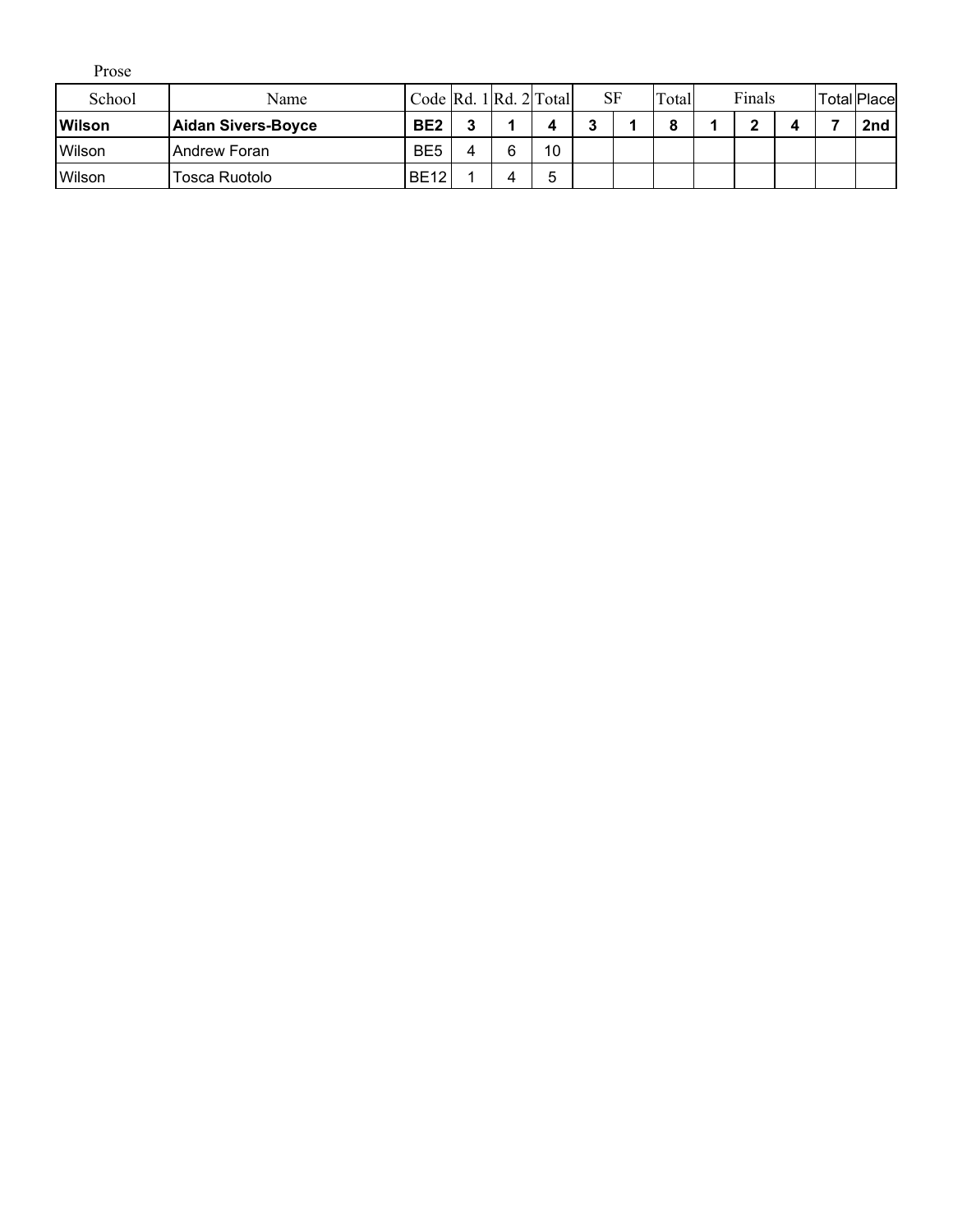Prose

| School | Name | Code | Rd. 1 | Rd. 2 | Total | SF | | Total | Finals | | | Total | Place |
|---|---|---|---|---|---|---|---|---|---|---|---|---|---|
| **Wilson** | **Aidan Sivers-Boyce** | **BE2** | **3** | **1** | **4** | **3** | **1** | **8** | **1** | **2** | **4** | **7** | **2nd** |
| Wilson | Andrew Foran | BE5 | 4 | 6 | 10 | | | | | | | | |
| Wilson | Tosca Ruotolo | BE12 | 1 | 4 | 5 | | | | | | | | |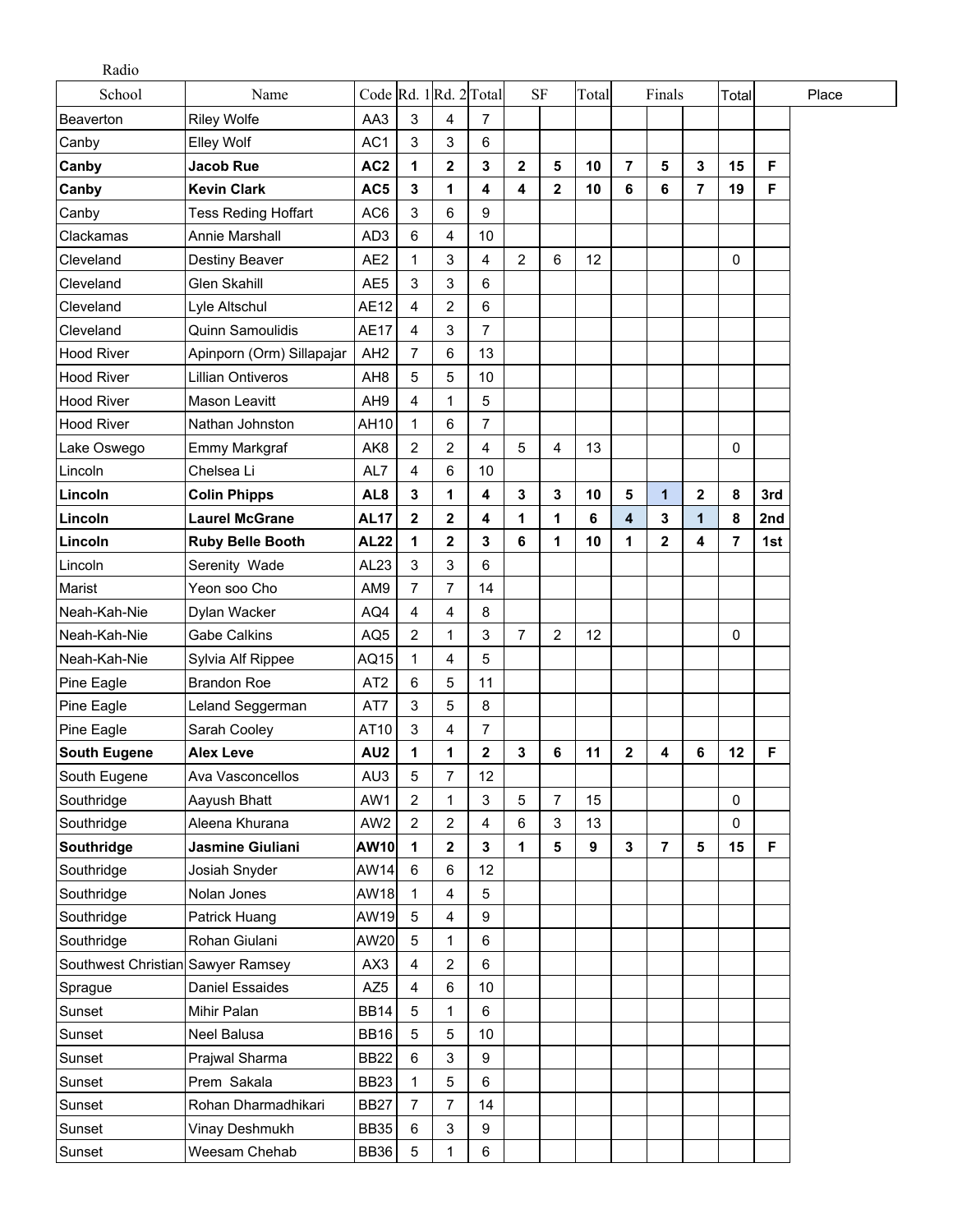Radio

| School | Name | Code | Rd. 1 | Rd. 2 | Total | SF | | Total | Finals | | | Total | Place |
|---|---|---|---|---|---|---|---|---|---|---|---|---|---|
| Beaverton | Riley Wolfe | AA3 | 3 | 4 | 7 | | | | | | | | |
| Canby | Elley Wolf | AC1 | 3 | 3 | 6 | | | | | | | | |
| **Canby** | **Jacob Rue** | **AC2** | **1** | **2** | **3** | **2** | **5** | **10** | **7** | **5** | **3** | **15** | **F** |
| **Canby** | **Kevin Clark** | **AC5** | **3** | **1** | **4** | **4** | **2** | **10** | **6** | **6** | **7** | **19** | **F** |
| Canby | Tess Reding Hoffart | AC6 | 3 | 6 | 9 | | | | | | | | |
| Clackamas | Annie Marshall | AD3 | 6 | 4 | 10 | | | | | | | | |
| Cleveland | Destiny Beaver | AE2 | 1 | 3 | 4 | 2 | 6 | 12 | | | | 0 | |
| Cleveland | Glen Skahill | AE5 | 3 | 3 | 6 | | | | | | | | |
| Cleveland | Lyle Altschul | AE12 | 4 | 2 | 6 | | | | | | | | |
| Cleveland | Quinn Samoulidis | AE17 | 4 | 3 | 7 | | | | | | | | |
| Hood River | Apinporn (Orm) Sillapajar | AH2 | 7 | 6 | 13 | | | | | | | | |
| Hood River | Lillian Ontiveros | AH8 | 5 | 5 | 10 | | | | | | | | |
| Hood River | Mason Leavitt | AH9 | 4 | 1 | 5 | | | | | | | | |
| Hood River | Nathan Johnston | AH10 | 1 | 6 | 7 | | | | | | | | |
| Lake Oswego | Emmy Markgraf | AK8 | 2 | 2 | 4 | 5 | 4 | 13 | | | | 0 | |
| Lincoln | Chelsea Li | AL7 | 4 | 6 | 10 | | | | | | | | |
| **Lincoln** | **Colin Phipps** | **AL8** | **3** | **1** | **4** | **3** | **3** | **10** | **5** | **1** | **2** | **8** | **3rd** |
| **Lincoln** | **Laurel McGrane** | **AL17** | **2** | **2** | **4** | **1** | **1** | **6** | **4** | **3** | **1** | **8** | **2nd** |
| **Lincoln** | **Ruby Belle Booth** | **AL22** | **1** | **2** | **3** | **6** | **1** | **10** | **1** | **2** | **4** | **7** | **1st** |
| Lincoln | Serenity Wade | AL23 | 3 | 3 | 6 | | | | | | | | |
| Marist | Yeon soo Cho | AM9 | 7 | 7 | 14 | | | | | | | | |
| Neah-Kah-Nie | Dylan Wacker | AQ4 | 4 | 4 | 8 | | | | | | | | |
| Neah-Kah-Nie | Gabe Calkins | AQ5 | 2 | 1 | 3 | 7 | 2 | 12 | | | | 0 | |
| Neah-Kah-Nie | Sylvia Alf Rippee | AQ15 | 1 | 4 | 5 | | | | | | | | |
| Pine Eagle | Brandon Roe | AT2 | 6 | 5 | 11 | | | | | | | | |
| Pine Eagle | Leland Seggerman | AT7 | 3 | 5 | 8 | | | | | | | | |
| Pine Eagle | Sarah Cooley | AT10 | 3 | 4 | 7 | | | | | | | | |
| **South Eugene** | **Alex Leve** | **AU2** | **1** | **1** | **2** | **3** | **6** | **11** | **2** | **4** | **6** | **12** | **F** |
| South Eugene | Ava Vasconcellos | AU3 | 5 | 7 | 12 | | | | | | | | |
| Southridge | Aayush Bhatt | AW1 | 2 | 1 | 3 | 5 | 7 | 15 | | | | 0 | |
| Southridge | Aleena Khurana | AW2 | 2 | 2 | 4 | 6 | 3 | 13 | | | | 0 | |
| **Southridge** | **Jasmine Giuliani** | **AW10** | **1** | **2** | **3** | **1** | **5** | **9** | **3** | **7** | **5** | **15** | **F** |
| Southridge | Josiah Snyder | AW14 | 6 | 6 | 12 | | | | | | | | |
| Southridge | Nolan Jones | AW18 | 1 | 4 | 5 | | | | | | | | |
| Southridge | Patrick Huang | AW19 | 5 | 4 | 9 | | | | | | | | |
| Southridge | Rohan Giulani | AW20 | 5 | 1 | 6 | | | | | | | | |
| Southwest Christian | Sawyer Ramsey | AX3 | 4 | 2 | 6 | | | | | | | | |
| Sprague | Daniel Essaides | AZ5 | 4 | 6 | 10 | | | | | | | | |
| Sunset | Mihir Palan | BB14 | 5 | 1 | 6 | | | | | | | | |
| Sunset | Neel Balusa | BB16 | 5 | 5 | 10 | | | | | | | | |
| Sunset | Prajwal Sharma | BB22 | 6 | 3 | 9 | | | | | | | | |
| Sunset | Prem Sakala | BB23 | 1 | 5 | 6 | | | | | | | | |
| Sunset | Rohan Dharmadhikari | BB27 | 7 | 7 | 14 | | | | | | | | |
| Sunset | Vinay Deshmukh | BB35 | 6 | 3 | 9 | | | | | | | | |
| Sunset | Weesam Chehab | BB36 | 5 | 1 | 6 | | | | | | | | |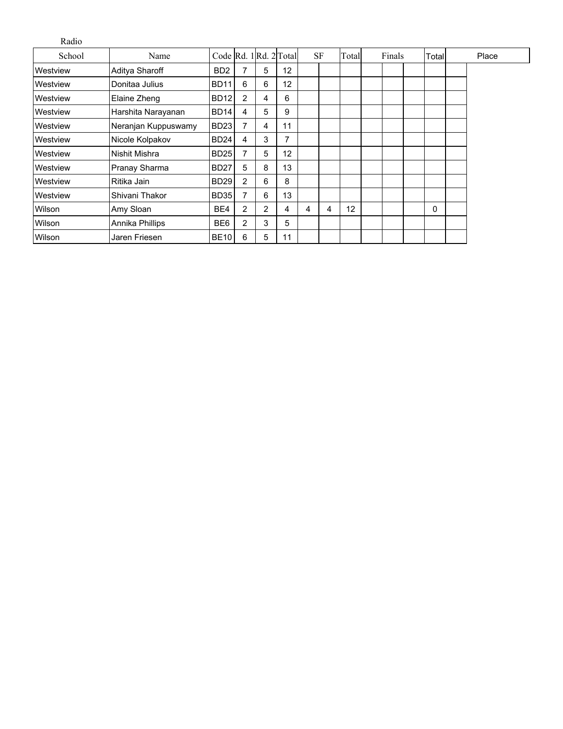Radio

| School | Name | Code | Rd. 1 | Rd. 2 | Total | SF | | Total | Finals | | | Total | Place |
|---|---|---|---|---|---|---|---|---|---|---|---|---|---|
| Westview | Aditya Sharoff | BD2 | 7 | 5 | 12 | | | | | | | | |
| Westview | Donitaa Julius | BD11 | 6 | 6 | 12 | | | | | | | | |
| Westview | Elaine Zheng | BD12 | 2 | 4 | 6 | | | | | | | | |
| Westview | Harshita Narayanan | BD14 | 4 | 5 | 9 | | | | | | | | |
| Westview | Neranjan Kuppuswamy | BD23 | 7 | 4 | 11 | | | | | | | | |
| Westview | Nicole Kolpakov | BD24 | 4 | 3 | 7 | | | | | | | | |
| Westview | Nishit Mishra | BD25 | 7 | 5 | 12 | | | | | | | | |
| Westview | Pranay Sharma | BD27 | 5 | 8 | 13 | | | | | | | | |
| Westview | Ritika Jain | BD29 | 2 | 6 | 8 | | | | | | | | |
| Westview | Shivani Thakor | BD35 | 7 | 6 | 13 | | | | | | | | |
| Wilson | Amy Sloan | BE4 | 2 | 2 | 4 | 4 | 4 | 12 | | | | 0 | |
| Wilson | Annika Phillips | BE6 | 2 | 3 | 5 | | | | | | | | |
| Wilson | Jaren Friesen | BE10 | 6 | 5 | 11 | | | | | | | | |